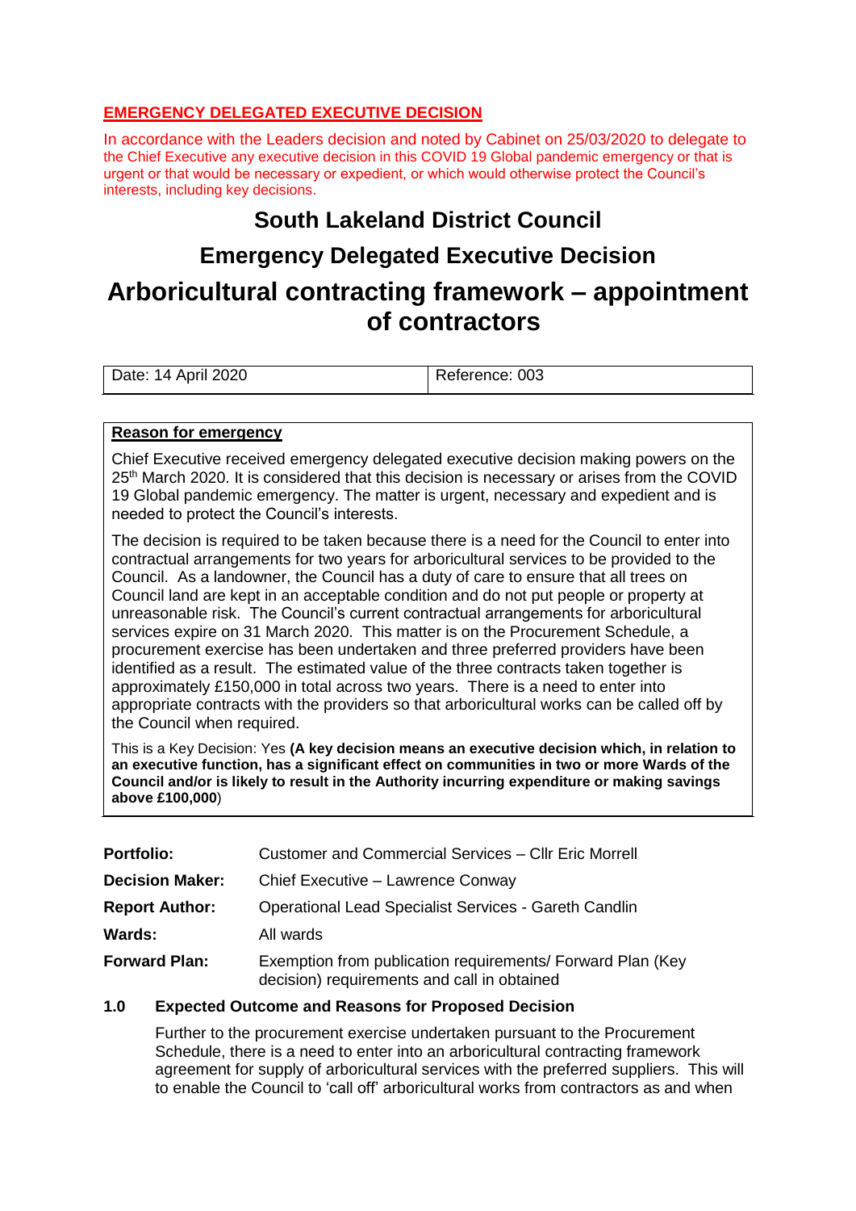**EMERGENCY DELEGATED EXECUTIVE DECISION**

In accordance with the Leaders decision and noted by Cabinet on 25/03/2020 to delegate to the Chief Executive any executive decision in this COVID 19 Global pandemic emergency or that is urgent or that would be necessary or expedient, or which would otherwise protect the Council's interests, including key decisions.

# South Lakeland District Council

## Emergency Delegated Executive Decision

# Arboricultural contracting framework – appointment of contractors

| Date: 14 April 2020 | Reference: 003 |
|---|---|

**Reason for emergency**

Chief Executive received emergency delegated executive decision making powers on the 25th March 2020. It is considered that this decision is necessary or arises from the COVID 19 Global pandemic emergency. The matter is urgent, necessary and expedient and is needed to protect the Council's interests.

The decision is required to be taken because there is a need for the Council to enter into contractual arrangements for two years for arboricultural services to be provided to the Council. As a landowner, the Council has a duty of care to ensure that all trees on Council land are kept in an acceptable condition and do not put people or property at unreasonable risk. The Council's current contractual arrangements for arboricultural services expire on 31 March 2020. This matter is on the Procurement Schedule, a procurement exercise has been undertaken and three preferred providers have been identified as a result. The estimated value of the three contracts taken together is approximately £150,000 in total across two years. There is a need to enter into appropriate contracts with the providers so that arboricultural works can be called off by the Council when required.

This is a Key Decision: Yes **(A key decision means an executive decision which, in relation to an executive function, has a significant effect on communities in two or more Wards of the Council and/or is likely to result in the Authority incurring expenditure or making savings above £100,000**)

| | |
|---|---|
| **Portfolio:** | Customer and Commercial Services – Cllr Eric Morrell |
| **Decision Maker:** | Chief Executive – Lawrence Conway |
| **Report Author:** | Operational Lead Specialist Services - Gareth Candlin |
| **Wards:** | All wards |
| **Forward Plan:** | Exemption from publication requirements/ Forward Plan (Key decision) requirements and call in obtained |

**1.0 Expected Outcome and Reasons for Proposed Decision**

Further to the procurement exercise undertaken pursuant to the Procurement Schedule, there is a need to enter into an arboricultural contracting framework agreement for supply of arboricultural services with the preferred suppliers. This will to enable the Council to 'call off' arboricultural works from contractors as and when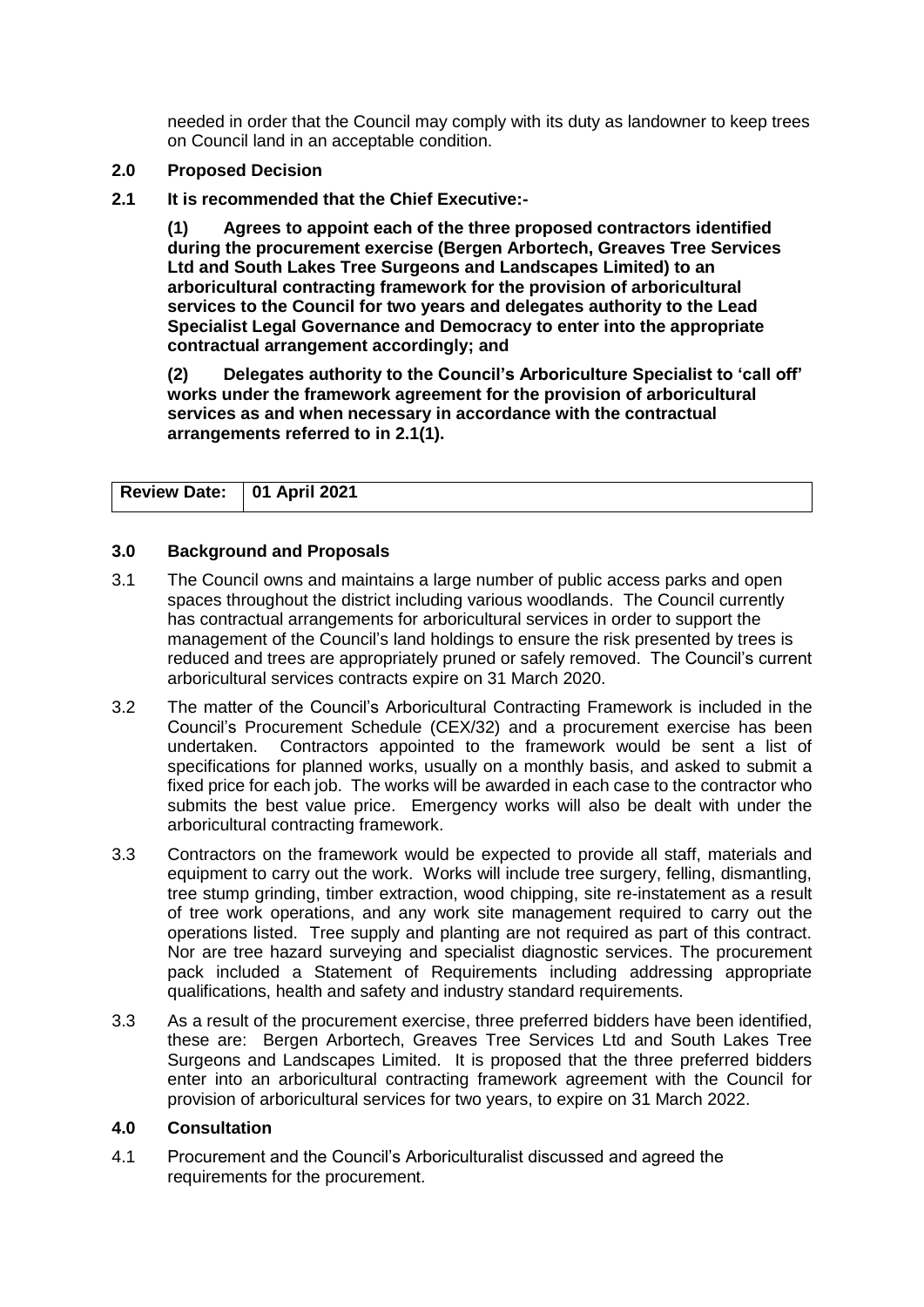needed in order that the Council may comply with its duty as landowner to keep trees on Council land in an acceptable condition.

## 2.0 Proposed Decision

**2.1 It is recommended that the Chief Executive:-**

**(1) Agrees to appoint each of the three proposed contractors identified during the procurement exercise (Bergen Arbortech, Greaves Tree Services Ltd and South Lakes Tree Surgeons and Landscapes Limited) to an arboricultural contracting framework for the provision of arboricultural services to the Council for two years and delegates authority to the Lead Specialist Legal Governance and Democracy to enter into the appropriate contractual arrangement accordingly; and**

**(2) Delegates authority to the Council's Arboriculture Specialist to 'call off' works under the framework agreement for the provision of arboricultural services as and when necessary in accordance with the contractual arrangements referred to in 2.1(1).**

| **Review Date:** | **01 April 2021** |
|---|---|

## 3.0 Background and Proposals

3.1 The Council owns and maintains a large number of public access parks and open spaces throughout the district including various woodlands. The Council currently has contractual arrangements for arboricultural services in order to support the management of the Council's land holdings to ensure the risk presented by trees is reduced and trees are appropriately pruned or safely removed. The Council's current arboricultural services contracts expire on 31 March 2020.

3.2 The matter of the Council's Arboricultural Contracting Framework is included in the Council's Procurement Schedule (CEX/32) and a procurement exercise has been undertaken. Contractors appointed to the framework would be sent a list of specifications for planned works, usually on a monthly basis, and asked to submit a fixed price for each job. The works will be awarded in each case to the contractor who submits the best value price. Emergency works will also be dealt with under the arboricultural contracting framework.

3.3 Contractors on the framework would be expected to provide all staff, materials and equipment to carry out the work. Works will include tree surgery, felling, dismantling, tree stump grinding, timber extraction, wood chipping, site re-instatement as a result of tree work operations, and any work site management required to carry out the operations listed. Tree supply and planting are not required as part of this contract. Nor are tree hazard surveying and specialist diagnostic services. The procurement pack included a Statement of Requirements including addressing appropriate qualifications, health and safety and industry standard requirements.

3.3 As a result of the procurement exercise, three preferred bidders have been identified, these are: Bergen Arbortech, Greaves Tree Services Ltd and South Lakes Tree Surgeons and Landscapes Limited. It is proposed that the three preferred bidders enter into an arboricultural contracting framework agreement with the Council for provision of arboricultural services for two years, to expire on 31 March 2022.

## 4.0 Consultation

4.1 Procurement and the Council's Arboriculturalist discussed and agreed the requirements for the procurement.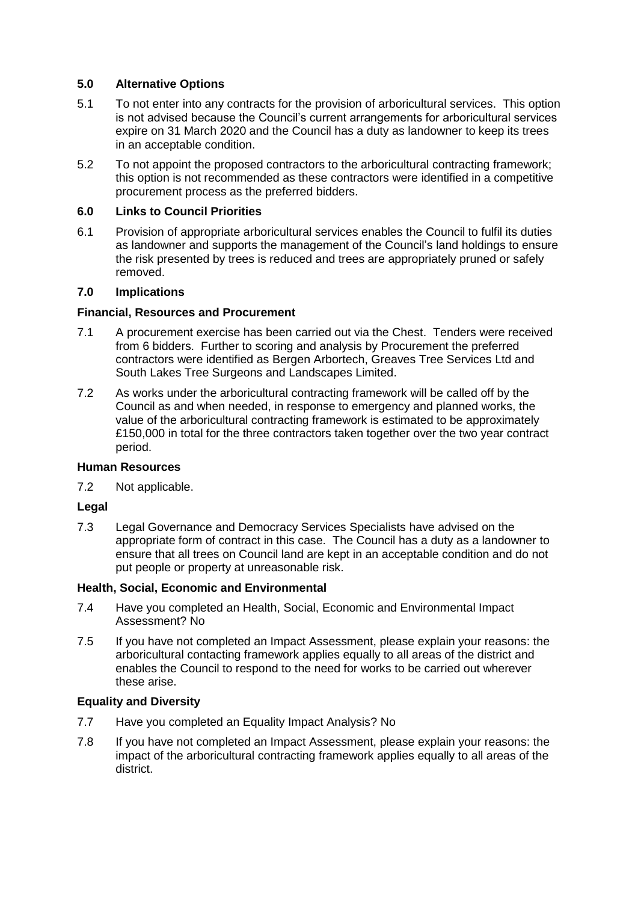## 5.0 Alternative Options

5.1 To not enter into any contracts for the provision of arboricultural services. This option is not advised because the Council's current arrangements for arboricultural services expire on 31 March 2020 and the Council has a duty as landowner to keep its trees in an acceptable condition.

5.2 To not appoint the proposed contractors to the arboricultural contracting framework; this option is not recommended as these contractors were identified in a competitive procurement process as the preferred bidders.

## 6.0 Links to Council Priorities

6.1 Provision of appropriate arboricultural services enables the Council to fulfil its duties as landowner and supports the management of the Council's land holdings to ensure the risk presented by trees is reduced and trees are appropriately pruned or safely removed.

## 7.0 Implications

### Financial, Resources and Procurement

7.1 A procurement exercise has been carried out via the Chest. Tenders were received from 6 bidders. Further to scoring and analysis by Procurement the preferred contractors were identified as Bergen Arbortech, Greaves Tree Services Ltd and South Lakes Tree Surgeons and Landscapes Limited.

7.2 As works under the arboricultural contracting framework will be called off by the Council as and when needed, in response to emergency and planned works, the value of the arboricultural contracting framework is estimated to be approximately £150,000 in total for the three contractors taken together over the two year contract period.

### Human Resources

7.2 Not applicable.

### Legal

7.3 Legal Governance and Democracy Services Specialists have advised on the appropriate form of contract in this case. The Council has a duty as a landowner to ensure that all trees on Council land are kept in an acceptable condition and do not put people or property at unreasonable risk.

### Health, Social, Economic and Environmental

7.4 Have you completed an Health, Social, Economic and Environmental Impact Assessment? No

7.5 If you have not completed an Impact Assessment, please explain your reasons: the arboricultural contacting framework applies equally to all areas of the district and enables the Council to respond to the need for works to be carried out wherever these arise.

### Equality and Diversity

7.7 Have you completed an Equality Impact Analysis? No

7.8 If you have not completed an Impact Assessment, please explain your reasons: the impact of the arboricultural contracting framework applies equally to all areas of the district.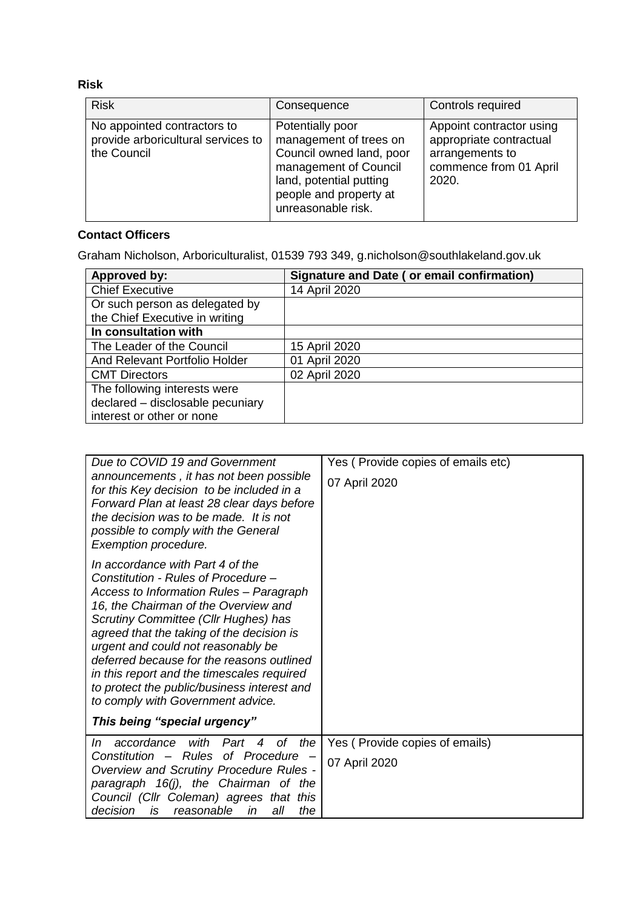**Risk**

| Risk | Consequence | Controls required |
|---|---|---|
| No appointed contractors to provide arboricultural services to the Council | Potentially poor management of trees on Council owned land, poor management of Council land, potential putting people and property at unreasonable risk. | Appoint contractor using appropriate contractual arrangements to commence from 01 April 2020. |

**Contact Officers**

Graham Nicholson, Arboriculturalist, 01539 793 349, g.nicholson@southlakeland.gov.uk

| Approved by: | Signature and Date ( or email confirmation) |
|---|---|
| Chief Executive | 14 April 2020 |
| Or such person as delegated by the Chief Executive in writing | |
| **In consultation with** | |
| The Leader of the Council | 15 April 2020 |
| And Relevant Portfolio Holder | 01 April 2020 |
| CMT Directors | 02 April 2020 |
| The following interests were declared – disclosable pecuniary interest or other or none | |

| | |
|---|---|
| *Due to COVID 19 and Government announcements , it has not been possible for this Key decision to be included in a Forward Plan at least 28 clear days before the decision was to be made. It is not possible to comply with the General Exemption procedure.*<br><br>*In accordance with Part 4 of the Constitution - Rules of Procedure – Access to Information Rules – Paragraph 16, the Chairman of the Overview and Scrutiny Committee (Cllr Hughes) has agreed that the taking of the decision is urgent and could not reasonably be deferred because for the reasons outlined in this report and the timescales required to protect the public/business interest and to comply with Government advice.*<br><br>***This being "special urgency"*** | Yes ( Provide copies of emails etc)<br><br>07 April 2020 |
| *In accordance with Part 4 of the Constitution – Rules of Procedure – Overview and Scrutiny Procedure Rules - paragraph 16(j), the Chairman of the Council (Cllr Coleman) agrees that this decision is reasonable in all the* | Yes ( Provide copies of emails)<br><br>07 April 2020 |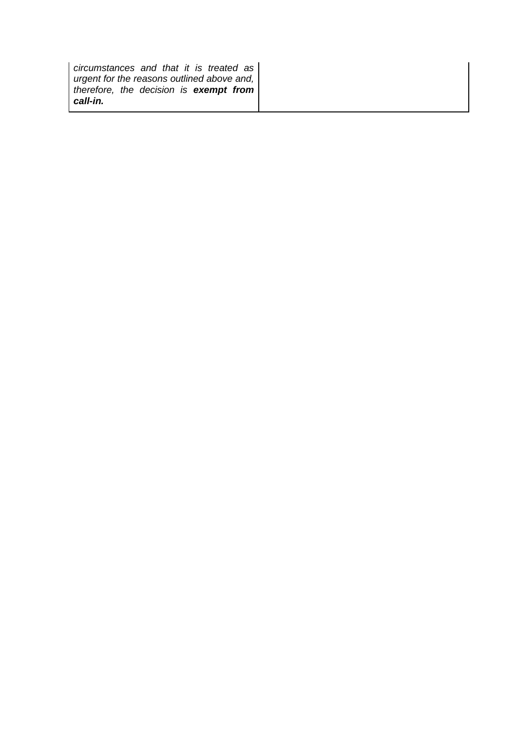| | |
|---|---|
| *circumstances and that it is treated as urgent for the reasons outlined above and, therefore, the decision is* ***exempt from call-in.*** | |